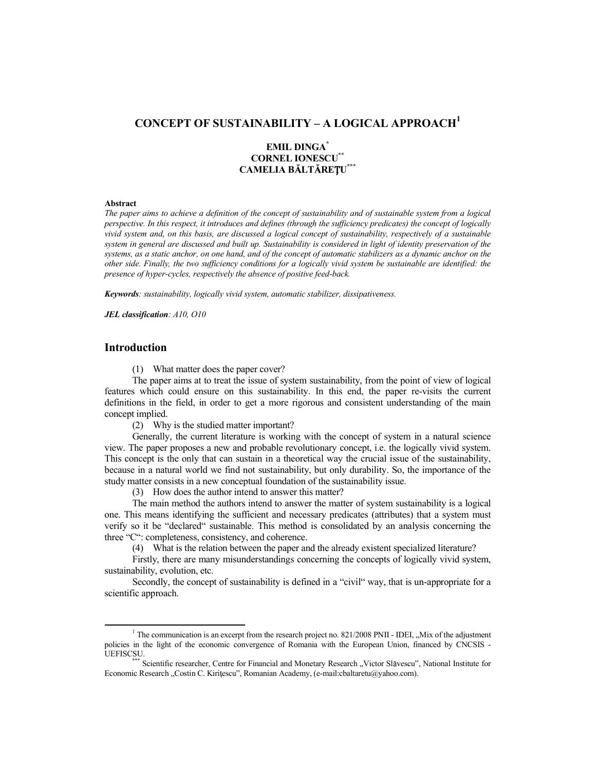# CONCEPT OF SUSTAINABILITY – A LOGICAL APPROACH[1]

**EMIL DINGA[*]**
**CORNEL IONESCU[**]**
**CAMELIA BĂLTĂREŢU[***]**

**Abstract**

*The paper aims to achieve a definition of the concept of sustainability and of sustainable system from a logical perspective. In this respect, it introduces and defines (through the sufficiency predicates) the concept of logically vivid system and, on this basis, are discussed a logical concept of sustainability, respectively of a sustainable system in general are discussed and built up. Sustainability is considered in light of identity preservation of the systems, as a static anchor, on one hand, and of the concept of automatic stabilizers as a dynamic anchor on the other side. Finally, the two sufficiency conditions for a logically vivid system be sustainable are identified: the presence of hyper-cycles, respectively the absence of positive feed-back.*

***Keywords****: sustainability, logically vivid system, automatic stabilizer, dissipativeness.*

***JEL classification****: A10, O10*

## Introduction

(1) What matter does the paper cover?

The paper aims at to treat the issue of system sustainability, from the point of view of logical features which could ensure on this sustainability. In this end, the paper re-visits the current definitions in the field, in order to get a more rigorous and consistent understanding of the main concept implied.

(2) Why is the studied matter important?

Generally, the current literature is working with the concept of system in a natural science view. The paper proposes a new and probable revolutionary concept, i.e. the logically vivid system. This concept is the only that can sustain in a theoretical way the crucial issue of the sustainability, because in a natural world we find not sustainability, but only durability. So, the importance of the study matter consists in a new conceptual foundation of the sustainability issue.

(3) How does the author intend to answer this matter?

The main method the authors intend to answer the matter of system sustainability is a logical one. This means identifying the sufficient and necessary predicates (attributes) that a system must verify so it be "declared" sustainable. This method is consolidated by an analysis concerning the three "C": completeness, consistency, and coherence.

(4) What is the relation between the paper and the already existent specialized literature?

Firstly, there are many misunderstandings concerning the concepts of logically vivid system, sustainability, evolution, etc.

Secondly, the concept of sustainability is defined in a "civil" way, that is un-appropriate for a scientific approach.

---

[1] The communication is an excerpt from the research project no. 821/2008 PNII - IDEI, „Mix of the adjustment policies in the light of the economic convergence of Romania with the European Union, financed by CNCSIS - UEFISCSU.

[***] Scientific researcher, Centre for Financial and Monetary Research „Victor Slăvescu", National Institute for Economic Research „Costin C. Kiriţescu", Romanian Academy, (e-mail:cbaltaretu@yahoo.com).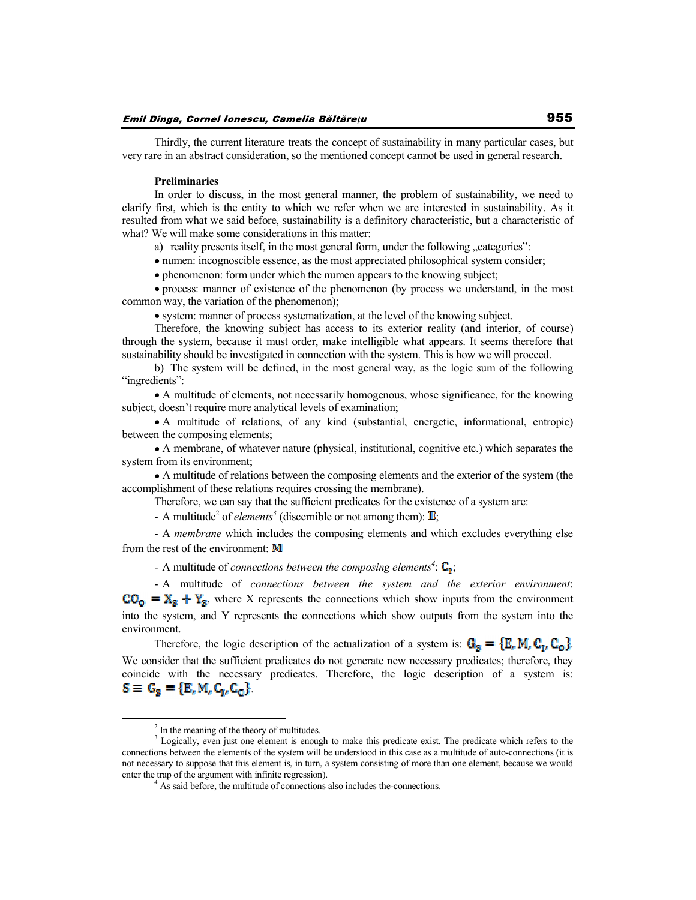Thirdly, the current literature treats the concept of sustainability in many particular cases, but very rare in an abstract consideration, so the mentioned concept cannot be used in general research.

**Preliminaries**

In order to discuss, in the most general manner, the problem of sustainability, we need to clarify first, which is the entity to which we refer when we are interested in sustainability. As it resulted from what we said before, sustainability is a definitory characteristic, but a characteristic of what? We will make some considerations in this matter:

a) reality presents itself, in the most general form, under the following „categories":

- numen: incognoscible essence, as the most appreciated philosophical system consider;
- phenomenon: form under which the numen appears to the knowing subject;
- process: manner of existence of the phenomenon (by process we understand, in the most common way, the variation of the phenomenon);
- system: manner of process systematization, at the level of the knowing subject.

Therefore, the knowing subject has access to its exterior reality (and interior, of course) through the system, because it must order, make intelligible what appears. It seems therefore that sustainability should be investigated in connection with the system. This is how we will proceed.

b) The system will be defined, in the most general way, as the logic sum of the following "ingredients":

- A multitude of elements, not necessarily homogenous, whose significance, for the knowing subject, doesn't require more analytical levels of examination;
- A multitude of relations, of any kind (substantial, energetic, informational, entropic) between the composing elements;
- A membrane, of whatever nature (physical, institutional, cognitive etc.) which separates the system from its environment;
- A multitude of relations between the composing elements and the exterior of the system (the accomplishment of these relations requires crossing the membrane).

Therefore, we can say that the sufficient predicates for the existence of a system are:

- A multitude[2] of *elements*[3] (discernible or not among them): $\mathbb{E}$;

- A *membrane* which includes the composing elements and which excludes everything else from the rest of the environment: $\mathbb{M}$

- A multitude of *connections between the composing elements*[4]: $\mathbb{C}_I$;

- A multitude of *connections between the system and the exterior environment*: $\mathbb{CO}_O = \mathbb{X}_S + \mathbb{Y}_S$, where X represents the connections which show inputs from the environment into the system, and Y represents the connections which show outputs from the system into the environment.

Therefore, the logic description of the actualization of a system is: $\mathbb{G}_S = \{\mathbb{E}, \mathbb{M}, \mathbb{C}_I, \mathbb{C}_O\}$. We consider that the sufficient predicates do not generate new necessary predicates; therefore, they coincide with the necessary predicates. Therefore, the logic description of a system is: $\mathbb{S} \equiv \mathbb{G}_S = \{\mathbb{E}, \mathbb{M}, \mathbb{C}_I, \mathbb{C}_O\}$.

---

[2] In the meaning of the theory of multitudes.

[3] Logically, even just one element is enough to make this predicate exist. The predicate which refers to the connections between the elements of the system will be understood in this case as a multitude of auto-connections (it is not necessary to suppose that this element is, in turn, a system consisting of more than one element, because we would enter the trap of the argument with infinite regression).

[4] As said before, the multitude of connections also includes the-connections.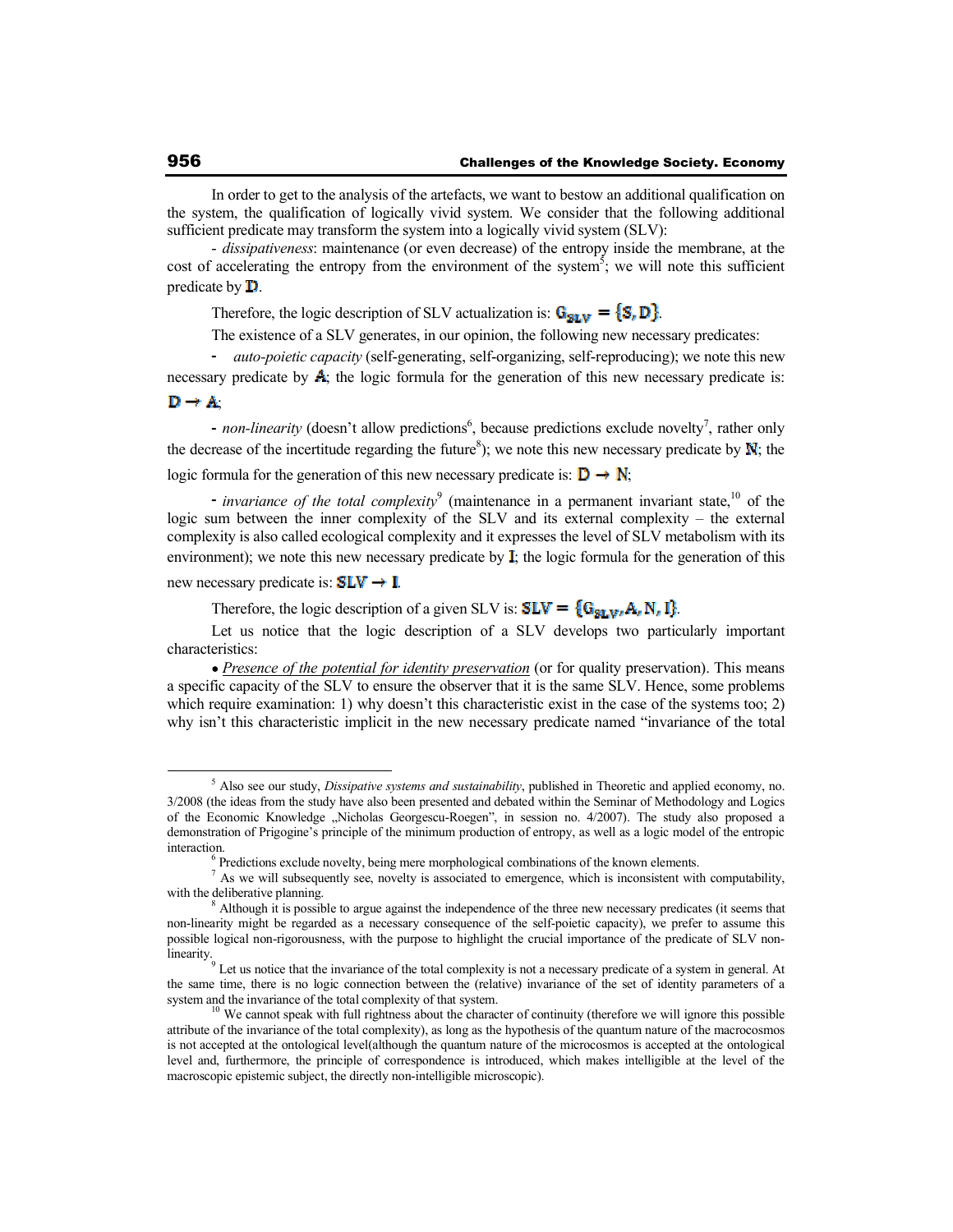In order to get to the analysis of the artefacts, we want to bestow an additional qualification on the system, the qualification of logically vivid system. We consider that the following additional sufficient predicate may transform the system into a logically vivid system (SLV):

- *dissipativeness*: maintenance (or even decrease) of the entropy inside the membrane, at the cost of accelerating the entropy from the environment of the system[5]; we will note this sufficient predicate by $\mathbf{D}$.

Therefore, the logic description of SLV actualization is: $\mathbf{G_{SLV}} = \{\mathbf{S}, \mathbf{D}\}$.

The existence of a SLV generates, in our opinion, the following new necessary predicates:

- *auto-poietic capacity* (self-generating, self-organizing, self-reproducing); we note this new necessary predicate by $\mathbf{A}$; the logic formula for the generation of this new necessary predicate is: $\mathbf{D} \rightarrow \mathbf{A}$;

- *non-linearity* (doesn't allow predictions[6], because predictions exclude novelty[7], rather only the decrease of the incertitude regarding the future[8]); we note this new necessary predicate by $\mathbf{N}$; the logic formula for the generation of this new necessary predicate is: $\mathbf{D} \rightarrow \mathbf{N}$;

- *invariance of the total complexity*[9] (maintenance in a permanent invariant state,[10] of the logic sum between the inner complexity of the SLV and its external complexity – the external complexity is also called ecological complexity and it expresses the level of SLV metabolism with its environment); we note this new necessary predicate by $\mathbf{I}$; the logic formula for the generation of this new necessary predicate is: $\mathbf{SLV} \rightarrow \mathbf{I}$.

Therefore, the logic description of a given SLV is: $\mathbf{SLV} = \{\mathbf{G_{SLV}}, \mathbf{A}, \mathbf{N}, \mathbf{I}\}$.

Let us notice that the logic description of a SLV develops two particularly important characteristics:

- <u>*Presence of the potential for identity preservation*</u> (or for quality preservation). This means a specific capacity of the SLV to ensure the observer that it is the same SLV. Hence, some problems which require examination: 1) why doesn't this characteristic exist in the case of the systems too; 2) why isn't this characteristic implicit in the new necessary predicate named "invariance of the total

---

[5] Also see our study, *Dissipative systems and sustainability*, published in Theoretic and applied economy, no. 3/2008 (the ideas from the study have also been presented and debated within the Seminar of Methodology and Logics of the Economic Knowledge „Nicholas Georgescu-Roegen", in session no. 4/2007). The study also proposed a demonstration of Prigogine's principle of the minimum production of entropy, as well as a logic model of the entropic interaction.

[6] Predictions exclude novelty, being mere morphological combinations of the known elements.

[7] As we will subsequently see, novelty is associated to emergence, which is inconsistent with computability, with the deliberative planning.

[8] Although it is possible to argue against the independence of the three new necessary predicates (it seems that non-linearity might be regarded as a necessary consequence of the self-poietic capacity), we prefer to assume this possible logical non-rigorousness, with the purpose to highlight the crucial importance of the predicate of SLV non-linearity.

[9] Let us notice that the invariance of the total complexity is not a necessary predicate of a system in general. At the same time, there is no logic connection between the (relative) invariance of the set of identity parameters of a system and the invariance of the total complexity of that system.

[10] We cannot speak with full rightness about the character of continuity (therefore we will ignore this possible attribute of the invariance of the total complexity), as long as the hypothesis of the quantum nature of the macrocosmos is not accepted at the ontological level(although the quantum nature of the microcosmos is accepted at the ontological level and, furthermore, the principle of correspondence is introduced, which makes intelligible at the level of the macroscopic epistemic subject, the directly non-intelligible microscopic).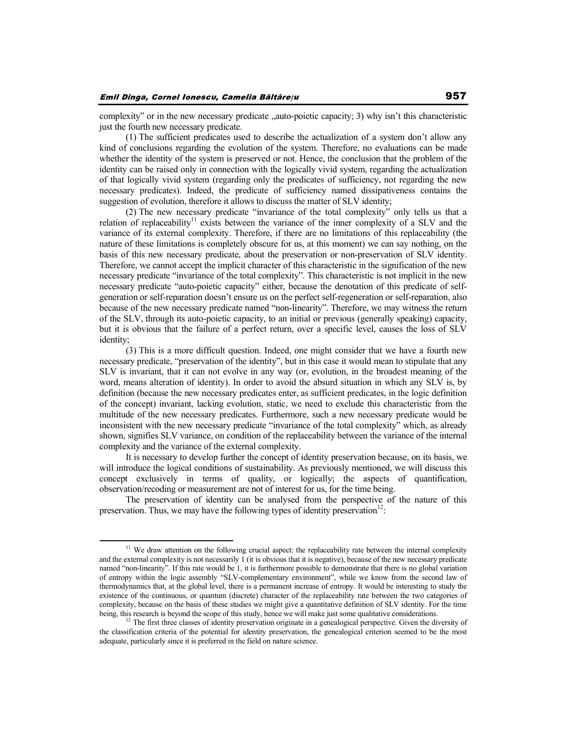complexity" or in the new necessary predicate „auto-poietic capacity; 3) why isn't this characteristic just the fourth new necessary predicate.

(1) The sufficient predicates used to describe the actualization of a system don't allow any kind of conclusions regarding the evolution of the system. Therefore, no evaluations can be made whether the identity of the system is preserved or not. Hence, the conclusion that the problem of the identity can be raised only in connection with the logically vivid system, regarding the actualization of that logically vivid system (regarding only the predicates of sufficiency, not regarding the new necessary predicates). Indeed, the predicate of sufficiency named dissipativeness contains the suggestion of evolution, therefore it allows to discuss the matter of SLV identity;

(2) The new necessary predicate "invariance of the total complexity" only tells us that a relation of replaceability[11] exists between the variance of the inner complexity of a SLV and the variance of its external complexity. Therefore, if there are no limitations of this replaceability (the nature of these limitations is completely obscure for us, at this moment) we can say nothing, on the basis of this new necessary predicate, about the preservation or non-preservation of SLV identity. Therefore, we cannot accept the implicit character of this characteristic in the signification of the new necessary predicate "invariance of the total complexity". This characteristic is not implicit in the new necessary predicate "auto-poietic capacity" either, because the denotation of this predicate of self-generation or self-reparation doesn't ensure us on the perfect self-regeneration or self-reparation, also because of the new necessary predicate named "non-linearity". Therefore, we may witness the return of the SLV, through its auto-poietic capacity, to an initial or previous (generally speaking) capacity, but it is obvious that the failure of a perfect return, over a specific level, causes the loss of SLV identity;

(3) This is a more difficult question. Indeed, one might consider that we have a fourth new necessary predicate, "preservation of the identity", but in this case it would mean to stipulate that any SLV is invariant, that it can not evolve in any way (or, evolution, in the broadest meaning of the word, means alteration of identity). In order to avoid the absurd situation in which any SLV is, by definition (because the new necessary predicates enter, as sufficient predicates, in the logic definition of the concept) invariant, lacking evolution, static, we need to exclude this characteristic from the multitude of the new necessary predicates. Furthermore, such a new necessary predicate would be inconsistent with the new necessary predicate "invariance of the total complexity" which, as already shown, signifies SLV variance, on condition of the replaceability between the variance of the internal complexity and the variance of the external complexity.

It is necessary to develop further the concept of identity preservation because, on its basis, we will introduce the logical conditions of sustainability. As previously mentioned, we will discuss this concept exclusively in terms of quality, or logically; the aspects of quantification, observation/recoding or measurement are not of interest for us, for the time being.

The preservation of identity can be analysed from the perspective of the nature of this preservation. Thus, we may have the following types of identity preservation[12]:

---

[11] We draw attention on the following crucial aspect: the replaceability rate between the internal complexity and the external complexity is not necessarily 1 (it is obvious that it is negative), because of the new necessary predicate named "non-linearity". If this rate would be 1, it is furthermore possible to demonstrate that there is no global variation of entropy within the logic assembly "SLV-complementary environment", while we know from the second law of thermodynamics that, at the global level, there is a permanent increase of entropy. It would be interesting to study the existence of the continuous, or quantum (discrete) character of the replaceability rate between the two categories of complexity, because on the basis of these studies we might give a quantitative definition of SLV identity. For the time being, this research is beyond the scope of this study, hence we will make just some qualitative considerations.

[12] The first three classes of identity preservation originate in a genealogical perspective. Given the diversity of the classification criteria of the potential for identity preservation, the genealogical criterion seemed to be the most adequate, particularly since it is preferred in the field on nature science.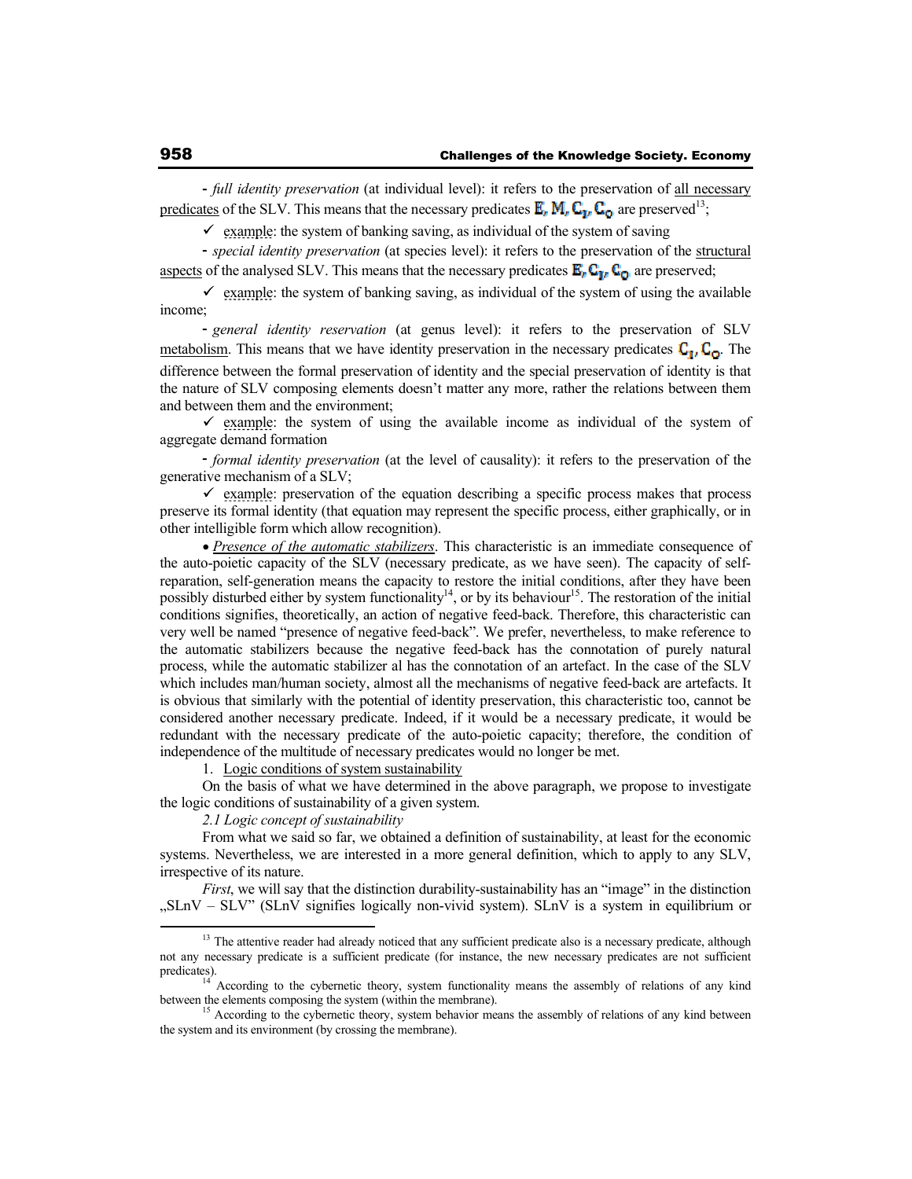- *full identity preservation* (at individual level): it refers to the preservation of <u>all necessary predicates</u> of the SLV. This means that the necessary predicates $\mathbf{E}, \mathbf{M}, \mathbf{C_I}, \mathbf{C_O}$ are preserved[13];

✓ <u>example</u>: the system of banking saving, as individual of the system of saving

- *special identity preservation* (at species level): it refers to the preservation of the <u>structural aspects</u> of the analysed SLV. This means that the necessary predicates $\mathbf{E}, \mathbf{C_I}, \mathbf{C_O}$ are preserved;

✓ <u>example</u>: the system of banking saving, as individual of the system of using the available income;

- *general identity reservation* (at genus level): it refers to the preservation of SLV <u>metabolism</u>. This means that we have identity preservation in the necessary predicates $\mathbf{C_I}, \mathbf{C_O}$. The difference between the formal preservation of identity and the special preservation of identity is that the nature of SLV composing elements doesn't matter any more, rather the relations between them and between them and the environment;

✓ <u>example</u>: the system of using the available income as individual of the system of aggregate demand formation

- *formal identity preservation* (at the level of causality): it refers to the preservation of the generative mechanism of a SLV;

✓ <u>example</u>: preservation of the equation describing a specific process makes that process preserve its formal identity (that equation may represent the specific process, either graphically, or in other intelligible form which allow recognition).

• <u>*Presence of the automatic stabilizers*</u>. This characteristic is an immediate consequence of the auto-poietic capacity of the SLV (necessary predicate, as we have seen). The capacity of self-reparation, self-generation means the capacity to restore the initial conditions, after they have been possibly disturbed either by system functionality[14], or by its behaviour[15]. The restoration of the initial conditions signifies, theoretically, an action of negative feed-back. Therefore, this characteristic can very well be named "presence of negative feed-back". We prefer, nevertheless, to make reference to the automatic stabilizers because the negative feed-back has the connotation of purely natural process, while the automatic stabilizer al has the connotation of an artefact. In the case of the SLV which includes man/human society, almost all the mechanisms of negative feed-back are artefacts. It is obvious that similarly with the potential of identity preservation, this characteristic too, cannot be considered another necessary predicate. Indeed, if it would be a necessary predicate, it would be redundant with the necessary predicate of the auto-poietic capacity; therefore, the condition of independence of the multitude of necessary predicates would no longer be met.

1. <u>Logic conditions of system sustainability</u>

On the basis of what we have determined in the above paragraph, we propose to investigate the logic conditions of sustainability of a given system.

*2.1 Logic concept of sustainability*

From what we said so far, we obtained a definition of sustainability, at least for the economic systems. Nevertheless, we are interested in a more general definition, which to apply to any SLV, irrespective of its nature.

*First*, we will say that the distinction durability-sustainability has an "image" in the distinction „SLnV – SLV" (SLnV signifies logically non-vivid system). SLnV is a system in equilibrium or

---

[13] The attentive reader had already noticed that any sufficient predicate also is a necessary predicate, although not any necessary predicate is a sufficient predicate (for instance, the new necessary predicates are not sufficient predicates).

[14] According to the cybernetic theory, system functionality means the assembly of relations of any kind between the elements composing the system (within the membrane).

[15] According to the cybernetic theory, system behavior means the assembly of relations of any kind between the system and its environment (by crossing the membrane).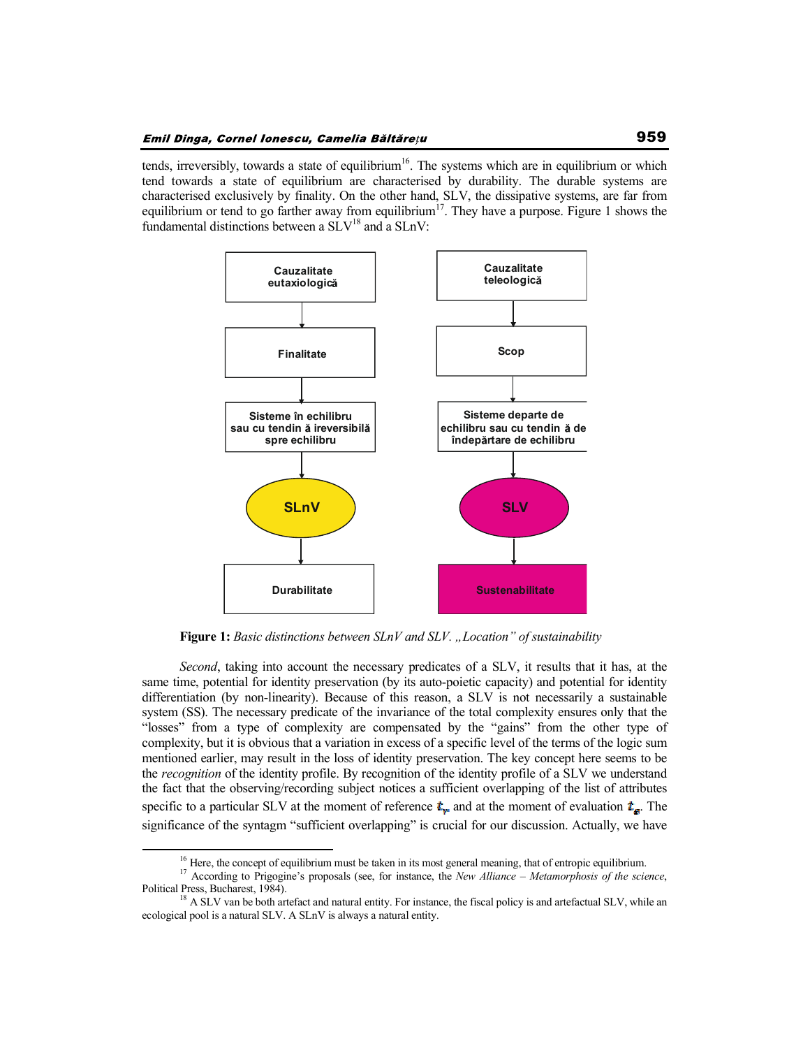tends, irreversibly, towards a state of equilibrium[16]. The systems which are in equilibrium or which tend towards a state of equilibrium are characterised by durability. The durable systems are characterised exclusively by finality. On the other hand, SLV, the dissipative systems, are far from equilibrium or tend to go farther away from equilibrium[17]. They have a purpose. Figure 1 shows the fundamental distinctions between a SLV[18] and a SLnV:

Cauzalitate eutaxiologică → Finalitate → Sisteme în echilibru sau cu tendin ă ireversibilă spre echilibru → SLnV → Durabilitate

Cauzalitate teleologică → Scop → Sisteme departe de echilibru sau cu tendin ă de îndepărtare de echilibru → SLV → Sustenabilitate

**Figure 1:** *Basic distinctions between SLnV and SLV. „Location" of sustainability*

*Second*, taking into account the necessary predicates of a SLV, it results that it has, at the same time, potential for identity preservation (by its auto-poietic capacity) and potential for identity differentiation (by non-linearity). Because of this reason, a SLV is not necessarily a sustainable system (SS). The necessary predicate of the invariance of the total complexity ensures only that the "losses" from a type of complexity are compensated by the "gains" from the other type of complexity, but it is obvious that a variation in excess of a specific level of the terms of the logic sum mentioned earlier, may result in the loss of identity preservation. The key concept here seems to be the *recognition* of the identity profile. By recognition of the identity profile of a SLV we understand the fact that the observing/recording subject notices a sufficient overlapping of the list of attributes specific to a particular SLV at the moment of reference $t_r$ and at the moment of evaluation $t_e$. The significance of the syntagm "sufficient overlapping" is crucial for our discussion. Actually, we have

---

[16] Here, the concept of equilibrium must be taken in its most general meaning, that of entropic equilibrium.

[17] According to Prigogine's proposals (see, for instance, the *New Alliance – Metamorphosis of the science*, Political Press, Bucharest, 1984).

[18] A SLV van be both artefact and natural entity. For instance, the fiscal policy is and artefactual SLV, while an ecological pool is a natural SLV. A SLnV is always a natural entity.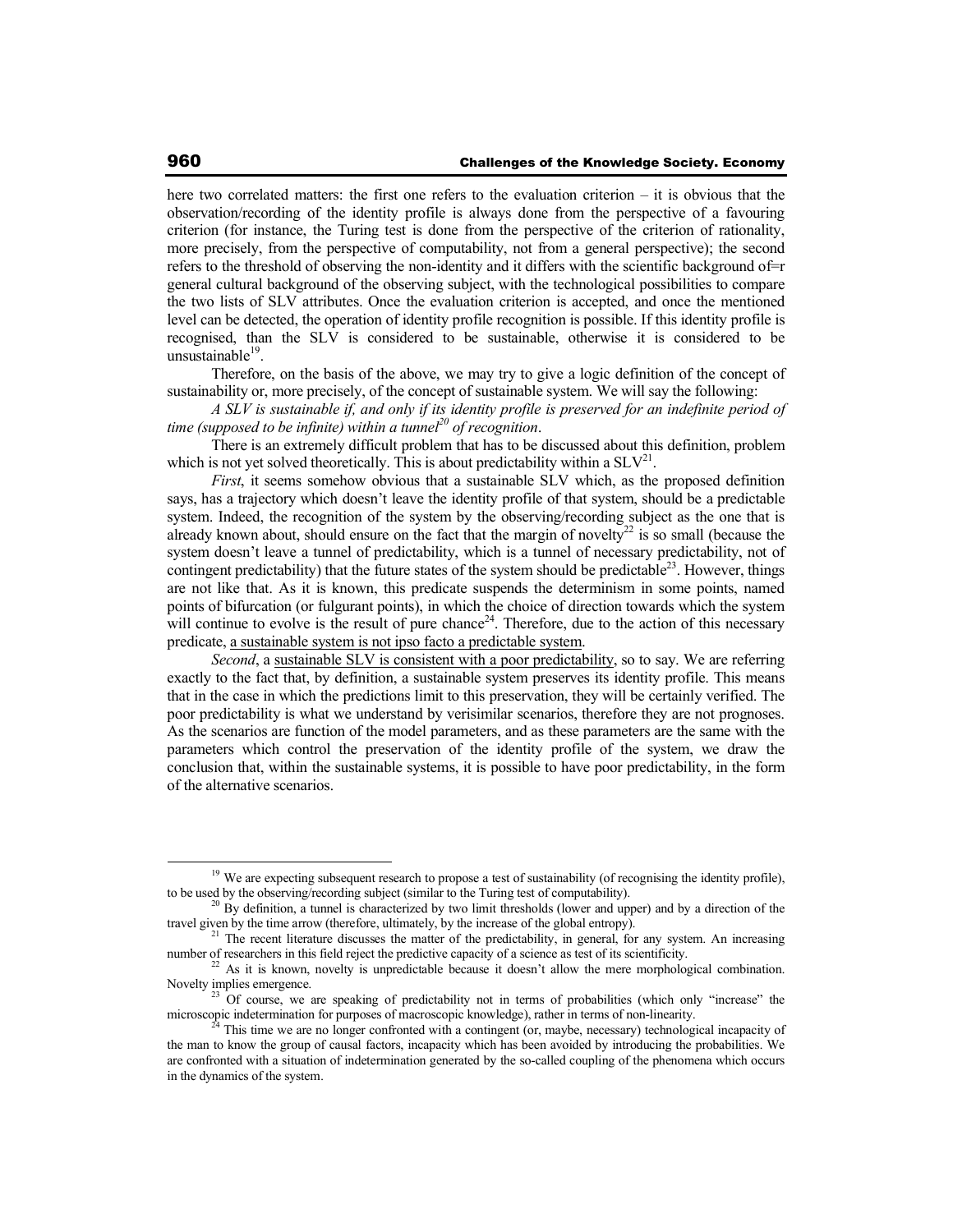here two correlated matters: the first one refers to the evaluation criterion – it is obvious that the observation/recording of the identity profile is always done from the perspective of a favouring criterion (for instance, the Turing test is done from the perspective of the criterion of rationality, more precisely, from the perspective of computability, not from a general perspective); the second refers to the threshold of observing the non-identity and it differs with the scientific background of=r general cultural background of the observing subject, with the technological possibilities to compare the two lists of SLV attributes. Once the evaluation criterion is accepted, and once the mentioned level can be detected, the operation of identity profile recognition is possible. If this identity profile is recognised, than the SLV is considered to be sustainable, otherwise it is considered to be unsustainable[19].

Therefore, on the basis of the above, we may try to give a logic definition of the concept of sustainability or, more precisely, of the concept of sustainable system. We will say the following:

*A SLV is sustainable if, and only if its identity profile is preserved for an indefinite period of time (supposed to be infinite) within a tunnel[20] of recognition*.

There is an extremely difficult problem that has to be discussed about this definition, problem which is not yet solved theoretically. This is about predictability within a SLV[21].

*First*, it seems somehow obvious that a sustainable SLV which, as the proposed definition says, has a trajectory which doesn't leave the identity profile of that system, should be a predictable system. Indeed, the recognition of the system by the observing/recording subject as the one that is already known about, should ensure on the fact that the margin of novelty[22] is so small (because the system doesn't leave a tunnel of predictability, which is a tunnel of necessary predictability, not of contingent predictability) that the future states of the system should be predictable[23]. However, things are not like that. As it is known, this predicate suspends the determinism in some points, named points of bifurcation (or fulgurant points), in which the choice of direction towards which the system will continue to evolve is the result of pure chance[24]. Therefore, due to the action of this necessary predicate, <u>a sustainable system is not ipso facto a predictable system</u>.

*Second*, a <u>sustainable SLV is consistent with a poor predictability</u>, so to say. We are referring exactly to the fact that, by definition, a sustainable system preserves its identity profile. This means that in the case in which the predictions limit to this preservation, they will be certainly verified. The poor predictability is what we understand by verisimilar scenarios, therefore they are not prognoses. As the scenarios are function of the model parameters, and as these parameters are the same with the parameters which control the preservation of the identity profile of the system, we draw the conclusion that, within the sustainable systems, it is possible to have poor predictability, in the form of the alternative scenarios.

---

[19] We are expecting subsequent research to propose a test of sustainability (of recognising the identity profile), to be used by the observing/recording subject (similar to the Turing test of computability).

[20] By definition, a tunnel is characterized by two limit thresholds (lower and upper) and by a direction of the travel given by the time arrow (therefore, ultimately, by the increase of the global entropy).

[21] The recent literature discusses the matter of the predictability, in general, for any system. An increasing number of researchers in this field reject the predictive capacity of a science as test of its scientificity.

[22] As it is known, novelty is unpredictable because it doesn't allow the mere morphological combination. Novelty implies emergence.

[23] Of course, we are speaking of predictability not in terms of probabilities (which only "increase" the microscopic indetermination for purposes of macroscopic knowledge), rather in terms of non-linearity.

[24] This time we are no longer confronted with a contingent (or, maybe, necessary) technological incapacity of the man to know the group of causal factors, incapacity which has been avoided by introducing the probabilities. We are confronted with a situation of indetermination generated by the so-called coupling of the phenomena which occurs in the dynamics of the system.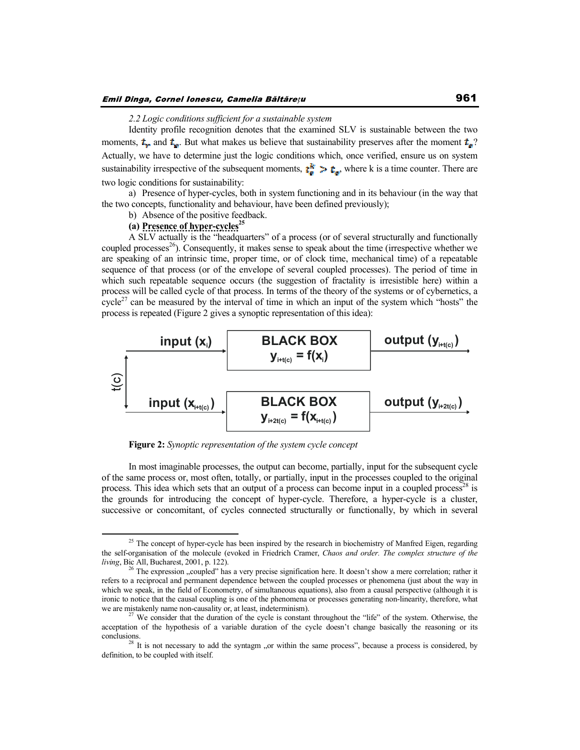*2.2 Logic conditions sufficient for a sustainable system*

Identity profile recognition denotes that the examined SLV is sustainable between the two moments, $t_v$ and $t_a$. But what makes us believe that sustainability preserves after the moment $t_a$? Actually, we have to determine just the logic conditions which, once verified, ensure us on system sustainability irrespective of the subsequent moments, $t_a^k > t_a$, where k is a time counter. There are two logic conditions for sustainability:

a) Presence of hyper-cycles, both in system functioning and in its behaviour (in the way that the two concepts, functionality and behaviour, have been defined previously);

b) Absence of the positive feedback.

**(a) Presence of hyper-cycles**[25]

A SLV actually is the "headquarters" of a process (or of several structurally and functionally coupled processes[26]). Consequently, it makes sense to speak about the time (irrespective whether we are speaking of an intrinsic time, proper time, or of clock time, mechanical time) of a repeatable sequence of that process (or of the envelope of several coupled processes). The period of time in which such repeatable sequence occurs (the suggestion of fractality is irresistible here) within a process will be called cycle of that process. In terms of the theory of the systems or of cybernetics, a cycle[27] can be measured by the interval of time in which an input of the system which "hosts" the process is repeated (Figure 2 gives a synoptic representation of this idea):

| | | |
|---|---|---|
| input ($x_i$) → | BLACK BOX $y_{i+t(c)} = f(x_i)$ | → output ($y_{i+t(c)}$) |
| input ($x_{i+t(c)}$) → | BLACK BOX $y_{i+2t(c)} = f(x_{i+t(c)})$ | → output ($y_{i+2t(c)}$) |

(the two inputs are separated by the interval $t(c)$)

**Figure 2:** *Synoptic representation of the system cycle concept*

In most imaginable processes, the output can become, partially, input for the subsequent cycle of the same process or, most often, totally, or partially, input in the processes coupled to the original process. This idea which sets that an output of a process can become input in a coupled process[28] is the grounds for introducing the concept of hyper-cycle. Therefore, a hyper-cycle is a cluster, successive or concomitant, of cycles connected structurally or functionally, by which in several

---

[25] The concept of hyper-cycle has been inspired by the research in biochemistry of Manfred Eigen, regarding the self-organisation of the molecule (evoked in Friedrich Cramer, *Chaos and order. The complex structure of the living*, Bic All, Bucharest, 2001, p. 122).

[26] The expression „coupled" has a very precise signification here. It doesn't show a mere correlation; rather it refers to a reciprocal and permanent dependence between the coupled processes or phenomena (just about the way in which we speak, in the field of Econometry, of simultaneous equations), also from a causal perspective (although it is ironic to notice that the causal coupling is one of the phenomena or processes generating non-linearity, therefore, what we are mistakenly name non-causality or, at least, indeterminism).

[27] We consider that the duration of the cycle is constant throughout the "life" of the system. Otherwise, the acceptation of the hypothesis of a variable duration of the cycle doesn't change basically the reasoning or its conclusions.

[28] It is not necessary to add the syntagm „or within the same process", because a process is considered, by definition, to be coupled with itself.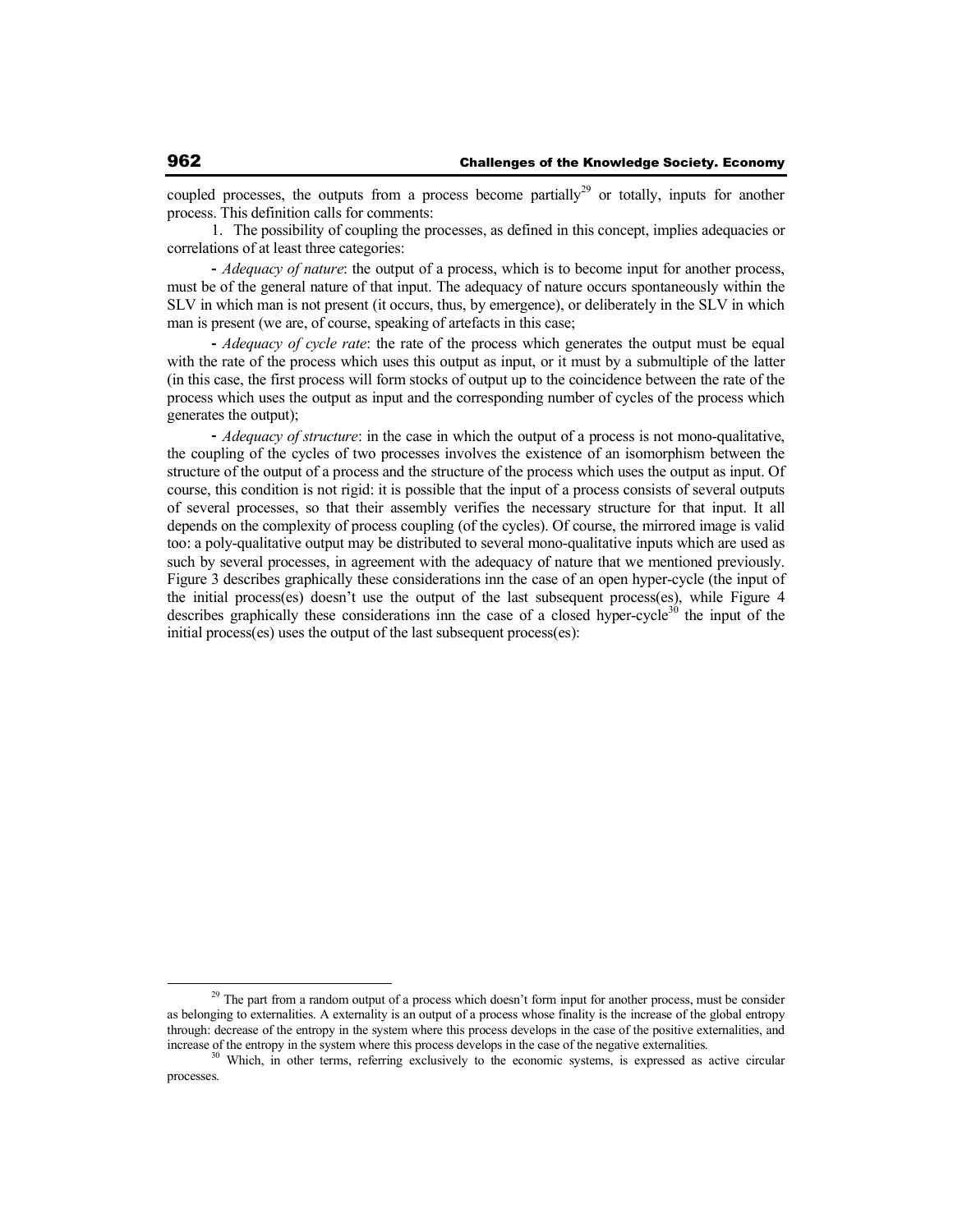coupled processes, the outputs from a process become partially[29] or totally, inputs for another process. This definition calls for comments:

1. The possibility of coupling the processes, as defined in this concept, implies adequacies or correlations of at least three categories:

- *Adequacy of nature*: the output of a process, which is to become input for another process, must be of the general nature of that input. The adequacy of nature occurs spontaneously within the SLV in which man is not present (it occurs, thus, by emergence), or deliberately in the SLV in which man is present (we are, of course, speaking of artefacts in this case;

- *Adequacy of cycle rate*: the rate of the process which generates the output must be equal with the rate of the process which uses this output as input, or it must by a submultiple of the latter (in this case, the first process will form stocks of output up to the coincidence between the rate of the process which uses the output as input and the corresponding number of cycles of the process which generates the output);

- *Adequacy of structure*: in the case in which the output of a process is not mono-qualitative, the coupling of the cycles of two processes involves the existence of an isomorphism between the structure of the output of a process and the structure of the process which uses the output as input. Of course, this condition is not rigid: it is possible that the input of a process consists of several outputs of several processes, so that their assembly verifies the necessary structure for that input. It all depends on the complexity of process coupling (of the cycles). Of course, the mirrored image is valid too: a poly-qualitative output may be distributed to several mono-qualitative inputs which are used as such by several processes, in agreement with the adequacy of nature that we mentioned previously. Figure 3 describes graphically these considerations inn the case of an open hyper-cycle (the input of the initial process(es) doesn't use the output of the last subsequent process(es), while Figure 4 describes graphically these considerations inn the case of a closed hyper-cycle[30] the input of the initial process(es) uses the output of the last subsequent process(es):

---

[29] The part from a random output of a process which doesn't form input for another process, must be consider as belonging to externalities. A externality is an output of a process whose finality is the increase of the global entropy through: decrease of the entropy in the system where this process develops in the case of the positive externalities, and increase of the entropy in the system where this process develops in the case of the negative externalities.

[30] Which, in other terms, referring exclusively to the economic systems, is expressed as active circular processes.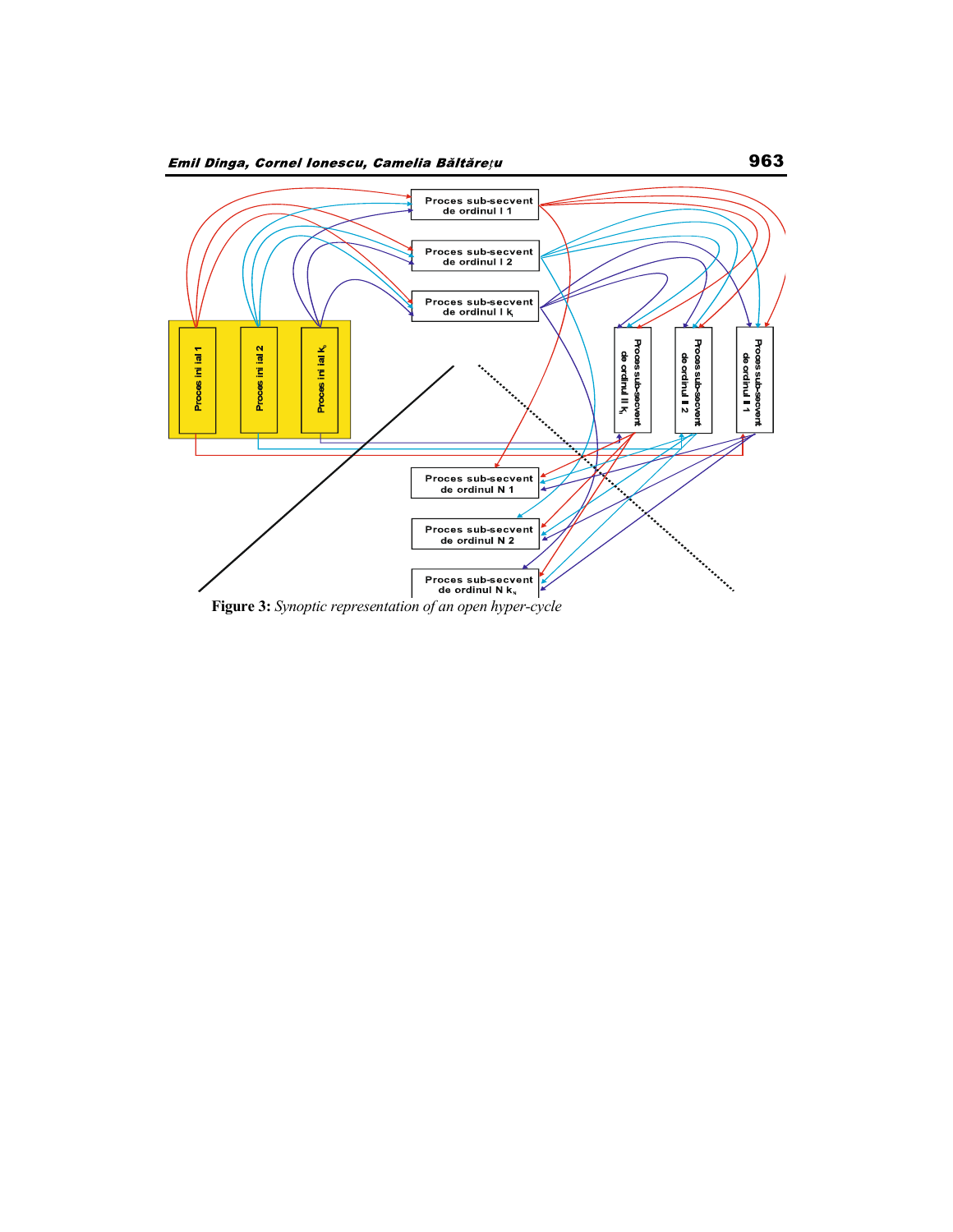Proces sub-secvent de ordinul I 1

Proces sub-secvent de ordinul I 2

Proces sub-secvent de ordinul I $k_I$

Proces inițial 1

Proces inițial 2

Proces inițial $k_0$

Proces sub-secvent de ordinul II $k_{II}$

Proces sub-secvent de ordinul II 2

Proces sub-secvent de ordinul II 1

Proces sub-secvent de ordinul N 1

Proces sub-secvent de ordinul N 2

Proces sub-secvent de ordinul N $k_N$

**Figure 3:** *Synoptic representation of an open hyper-cycle*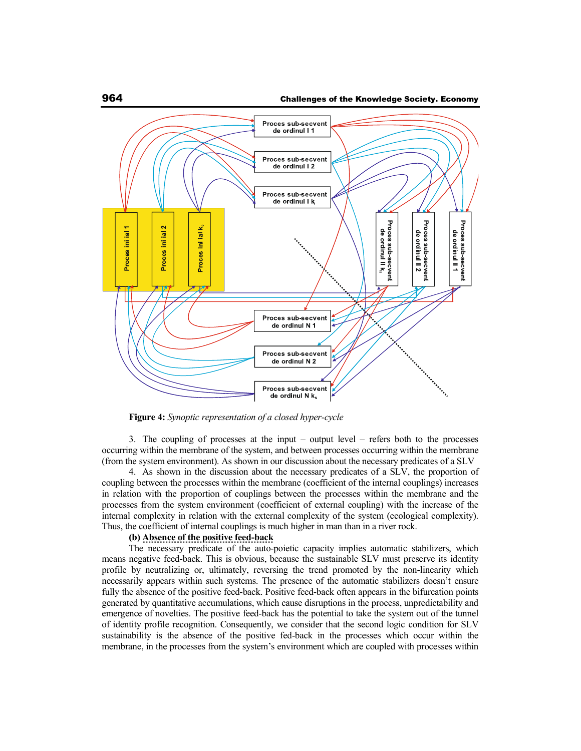**Figure 4:** *Synoptic representation of a closed hyper-cycle*

3. The coupling of processes at the input – output level – refers both to the processes occurring within the membrane of the system, and between processes occurring within the membrane (from the system environment). As shown in our discussion about the necessary predicates of a SLV

4. As shown in the discussion about the necessary predicates of a SLV, the proportion of coupling between the processes within the membrane (coefficient of the internal couplings) increases in relation with the proportion of couplings between the processes within the membrane and the processes from the system environment (coefficient of external coupling) with the increase of the internal complexity in relation with the external complexity of the system (ecological complexity). Thus, the coefficient of internal couplings is much higher in man than in a river rock.

**(b) Absence of the positive feed-back**

The necessary predicate of the auto-poietic capacity implies automatic stabilizers, which means negative feed-back. This is obvious, because the sustainable SLV must preserve its identity profile by neutralizing or, ultimately, reversing the trend promoted by the non-linearity which necessarily appears within such systems. The presence of the automatic stabilizers doesn't ensure fully the absence of the positive feed-back. Positive feed-back often appears in the bifurcation points generated by quantitative accumulations, which cause disruptions in the process, unpredictability and emergence of novelties. The positive feed-back has the potential to take the system out of the tunnel of identity profile recognition. Consequently, we consider that the second logic condition for SLV sustainability is the absence of the positive fed-back in the processes which occur within the membrane, in the processes from the system's environment which are coupled with processes within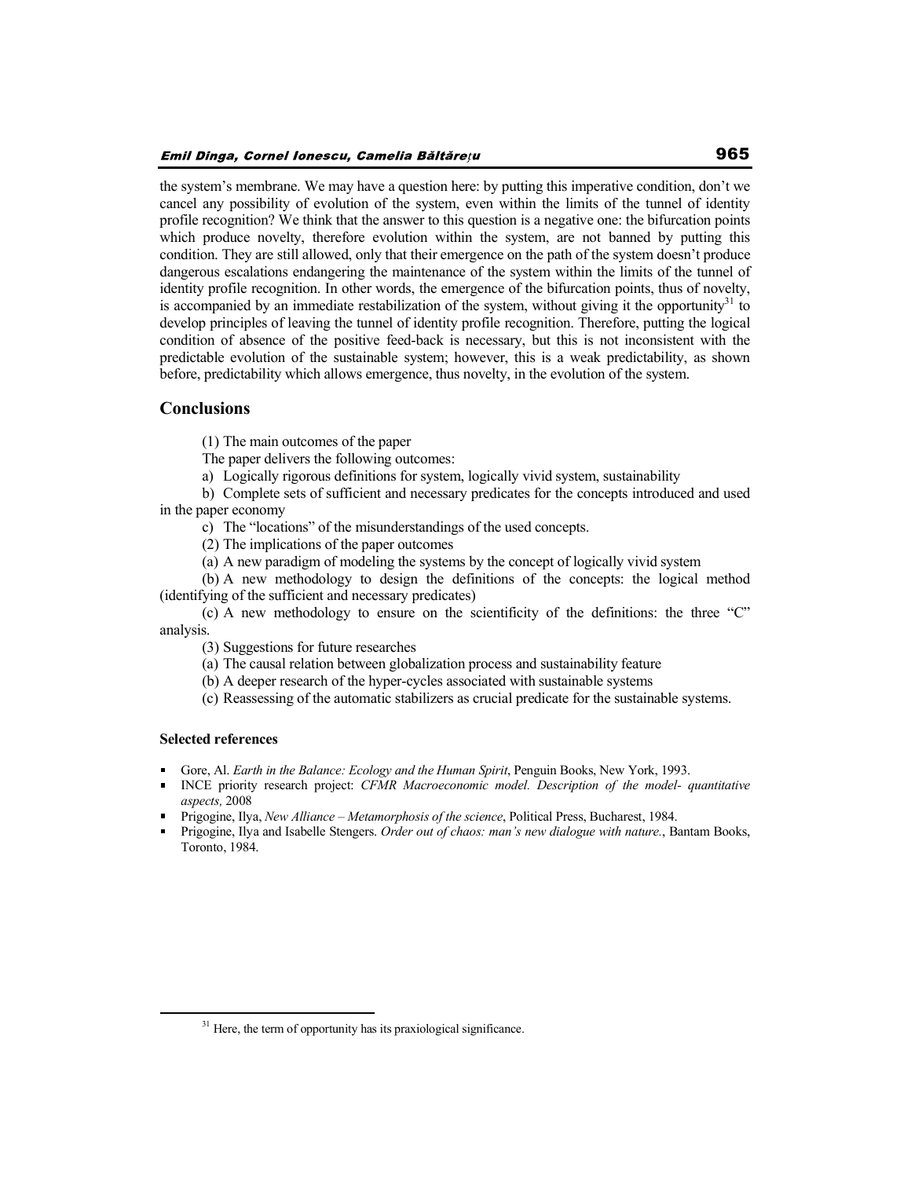the system's membrane. We may have a question here: by putting this imperative condition, don't we cancel any possibility of evolution of the system, even within the limits of the tunnel of identity profile recognition? We think that the answer to this question is a negative one: the bifurcation points which produce novelty, therefore evolution within the system, are not banned by putting this condition. They are still allowed, only that their emergence on the path of the system doesn't produce dangerous escalations endangering the maintenance of the system within the limits of the tunnel of identity profile recognition. In other words, the emergence of the bifurcation points, thus of novelty, is accompanied by an immediate restabilization of the system, without giving it the opportunity[31] to develop principles of leaving the tunnel of identity profile recognition. Therefore, putting the logical condition of absence of the positive feed-back is necessary, but this is not inconsistent with the predictable evolution of the sustainable system; however, this is a weak predictability, as shown before, predictability which allows emergence, thus novelty, in the evolution of the system.

## Conclusions

(1) The main outcomes of the paper

The paper delivers the following outcomes:

a) Logically rigorous definitions for system, logically vivid system, sustainability

b) Complete sets of sufficient and necessary predicates for the concepts introduced and used in the paper economy

c) The "locations" of the misunderstandings of the used concepts.

(2) The implications of the paper outcomes

(a) A new paradigm of modeling the systems by the concept of logically vivid system

(b) A new methodology to design the definitions of the concepts: the logical method (identifying of the sufficient and necessary predicates)

(c) A new methodology to ensure on the scientificity of the definitions: the three "C" analysis.

(3) Suggestions for future researches

(a) The causal relation between globalization process and sustainability feature

(b) A deeper research of the hyper-cycles associated with sustainable systems

(c) Reassessing of the automatic stabilizers as crucial predicate for the sustainable systems.

#### Selected references

- Gore, Al. *Earth in the Balance: Ecology and the Human Spirit*, Penguin Books, New York, 1993.
- INCE priority research project: *CFMR Macroeconomic model. Description of the model- quantitative aspects,* 2008
- Prigogine, Ilya, *New Alliance – Metamorphosis of the science*, Political Press, Bucharest, 1984.
- Prigogine, Ilya and Isabelle Stengers. *Order out of chaos: man's new dialogue with nature.*, Bantam Books, Toronto, 1984.

---

[31] Here, the term of opportunity has its praxiological significance.